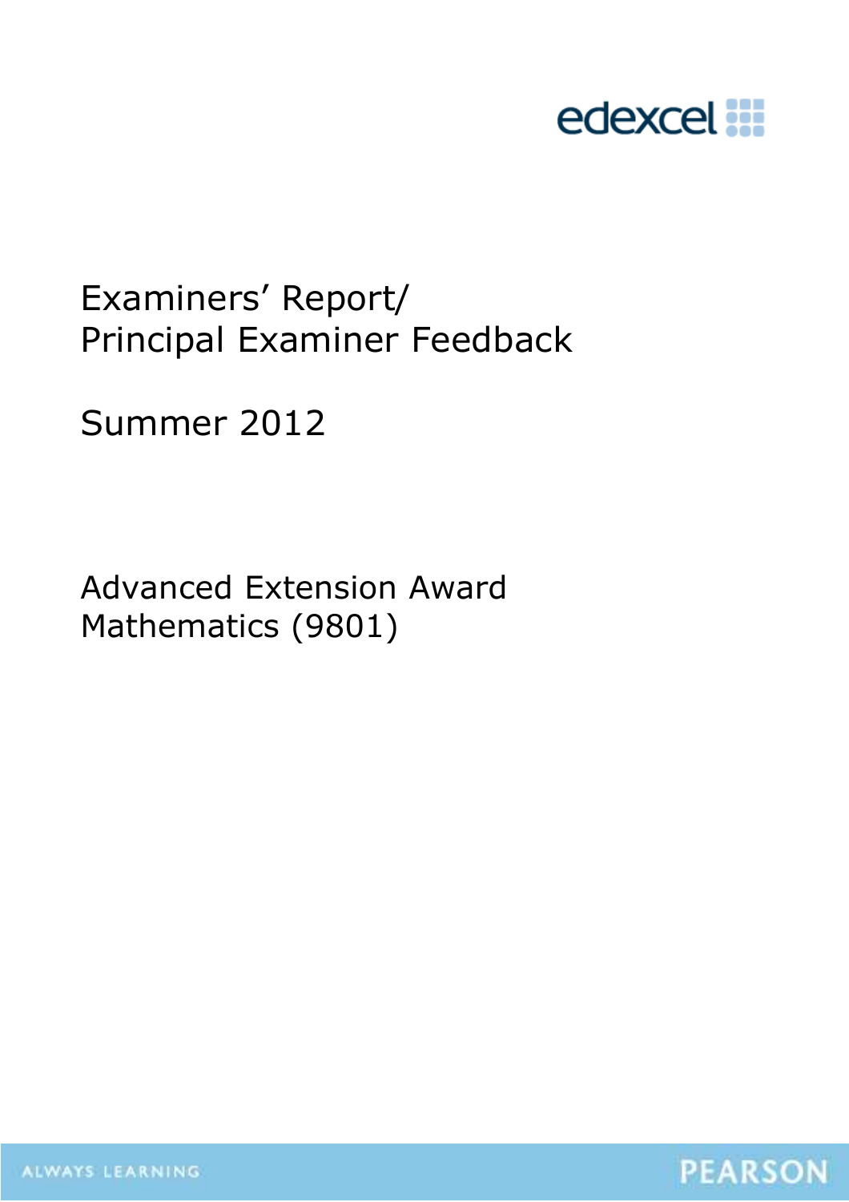edexcel

# Examiners' Report/ Principal Examiner Feedback

Summer 2012

Advanced Extension Award Mathematics (9801)

ALWAYS LEARNING

PEARSON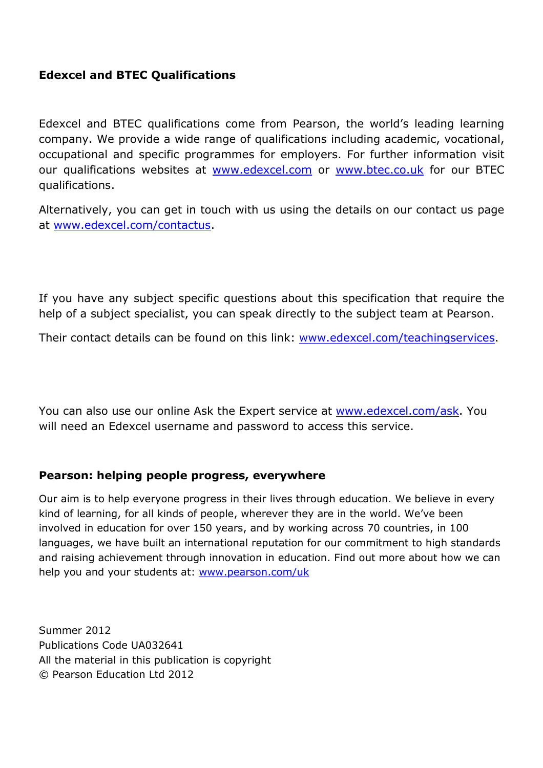**Edexcel and BTEC Qualifications**

Edexcel and BTEC qualifications come from Pearson, the world's leading learning company. We provide a wide range of qualifications including academic, vocational, occupational and specific programmes for employers. For further information visit our qualifications websites at www.edexcel.com or www.btec.co.uk for our BTEC qualifications.

Alternatively, you can get in touch with us using the details on our contact us page at www.edexcel.com/contactus.

If you have any subject specific questions about this specification that require the help of a subject specialist, you can speak directly to the subject team at Pearson.

Their contact details can be found on this link: www.edexcel.com/teachingservices.

You can also use our online Ask the Expert service at www.edexcel.com/ask. You will need an Edexcel username and password to access this service.

**Pearson: helping people progress, everywhere**

Our aim is to help everyone progress in their lives through education. We believe in every kind of learning, for all kinds of people, wherever they are in the world. We've been involved in education for over 150 years, and by working across 70 countries, in 100 languages, we have built an international reputation for our commitment to high standards and raising achievement through innovation in education. Find out more about how we can help you and your students at: www.pearson.com/uk

Summer 2012
Publications Code UA032641
All the material in this publication is copyright
© Pearson Education Ltd 2012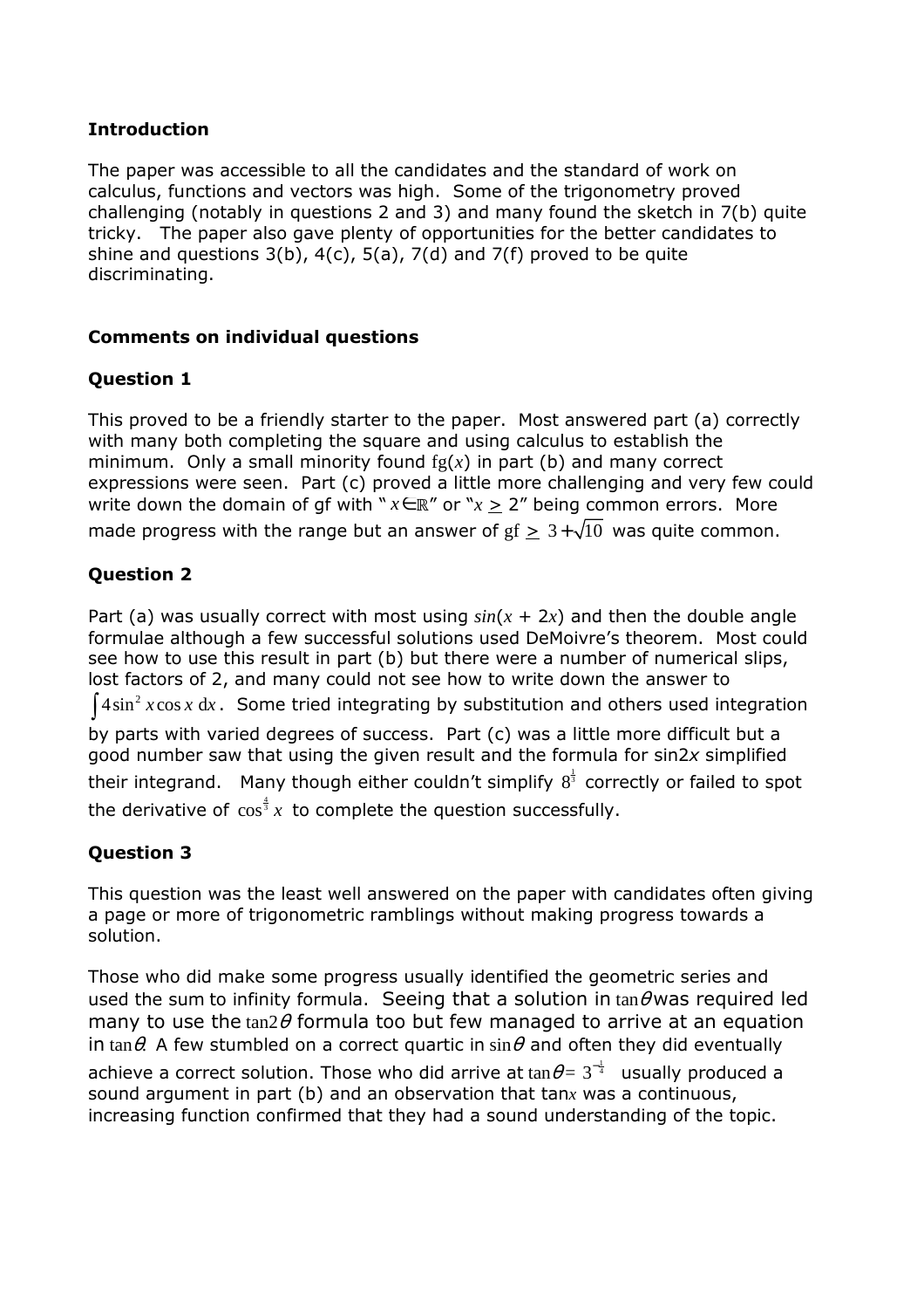**Introduction**

The paper was accessible to all the candidates and the standard of work on calculus, functions and vectors was high. Some of the trigonometry proved challenging (notably in questions 2 and 3) and many found the sketch in 7(b) quite tricky. The paper also gave plenty of opportunities for the better candidates to shine and questions 3(b), 4(c), 5(a), 7(d) and 7(f) proved to be quite discriminating.

**Comments on individual questions**

**Question 1**

This proved to be a friendly starter to the paper. Most answered part (a) correctly with many both completing the square and using calculus to establish the minimum. Only a small minority found $\text{fg}(x)$ in part (b) and many correct expressions were seen. Part (c) proved a little more challenging and very few could write down the domain of gf with "$x \in \mathbb{R}$" or "$x \geq 2$" being common errors. More made progress with the range but an answer of $\text{gf} \geq 3 + \sqrt{10}$ was quite common.

**Question 2**

Part (a) was usually correct with most using $\sin(x + 2x)$ and then the double angle formulae although a few successful solutions used DeMoivre's theorem. Most could see how to use this result in part (b) but there were a number of numerical slips, lost factors of 2, and many could not see how to write down the answer to $\int 4\sin^2 x \cos x \, \text{d}x$. Some tried integrating by substitution and others used integration by parts with varied degrees of success. Part (c) was a little more difficult but a good number saw that using the given result and the formula for sin2*x* simplified their integrand. Many though either couldn't simplify $8^{\frac{1}{3}}$ correctly or failed to spot the derivative of $\cos^{\frac{4}{3}} x$ to complete the question successfully.

**Question 3**

This question was the least well answered on the paper with candidates often giving a page or more of trigonometric ramblings without making progress towards a solution.

Those who did make some progress usually identified the geometric series and used the sum to infinity formula. Seeing that a solution in $\tan\theta$ was required led many to use the $\tan 2\theta$ formula too but few managed to arrive at an equation in $\tan\theta$. A few stumbled on a correct quartic in $\sin\theta$ and often they did eventually achieve a correct solution. Those who did arrive at $\tan\theta = 3^{-\frac{1}{4}}$ usually produced a sound argument in part (b) and an observation that tan*x* was a continuous, increasing function confirmed that they had a sound understanding of the topic.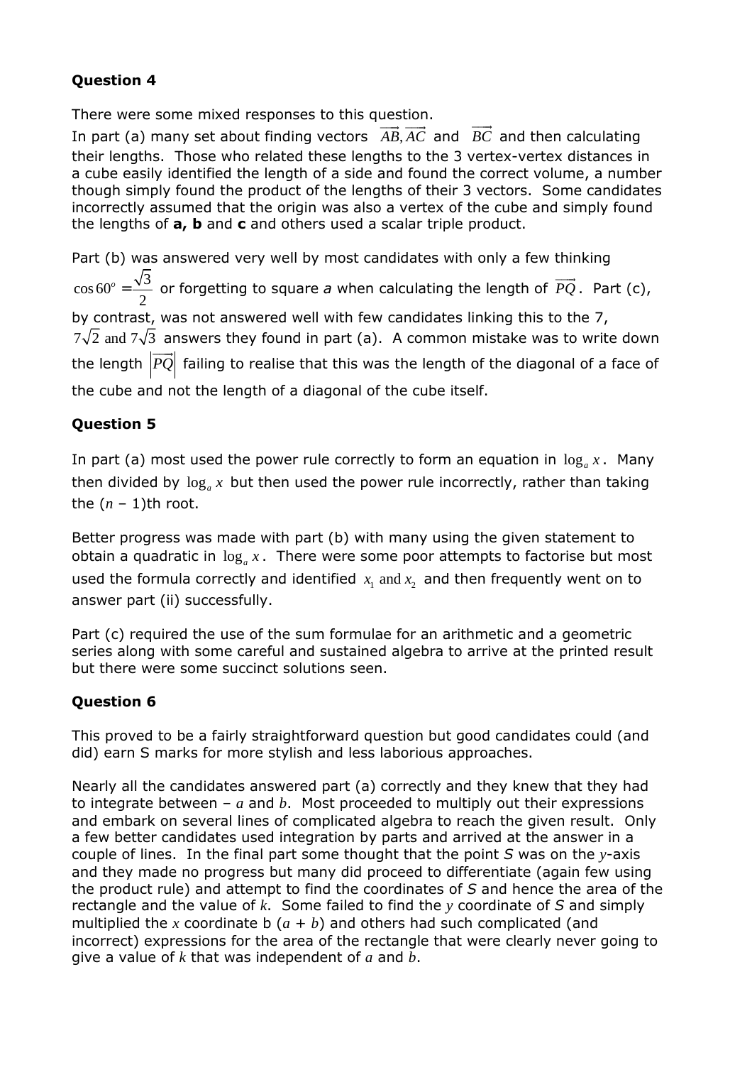**Question 4**

There were some mixed responses to this question.
In part (a) many set about finding vectors $\overrightarrow{AB}, \overrightarrow{AC}$ and $\overrightarrow{BC}$ and then calculating their lengths. Those who related these lengths to the 3 vertex-vertex distances in a cube easily identified the length of a side and found the correct volume, a number though simply found the product of the lengths of their 3 vectors. Some candidates incorrectly assumed that the origin was also a vertex of the cube and simply found the lengths of **a, b** and **c** and others used a scalar triple product.

Part (b) was answered very well by most candidates with only a few thinking $\cos 60^o = \frac{\sqrt{3}}{2}$ or forgetting to square *a* when calculating the length of $\overrightarrow{PQ}$. Part (c), by contrast, was not answered well with few candidates linking this to the 7, $7\sqrt{2}$ and $7\sqrt{3}$ answers they found in part (a). A common mistake was to write down the length $\left|\overrightarrow{PQ}\right|$ failing to realise that this was the length of the diagonal of a face of the cube and not the length of a diagonal of the cube itself.

**Question 5**

In part (a) most used the power rule correctly to form an equation in $\log_a x$. Many then divided by $\log_a x$ but then used the power rule incorrectly, rather than taking the ($n$ – 1)th root.

Better progress was made with part (b) with many using the given statement to obtain a quadratic in $\log_a x$. There were some poor attempts to factorise but most used the formula correctly and identified $x_1$ and $x_2$ and then frequently went on to answer part (ii) successfully.

Part (c) required the use of the sum formulae for an arithmetic and a geometric series along with some careful and sustained algebra to arrive at the printed result but there were some succinct solutions seen.

**Question 6**

This proved to be a fairly straightforward question but good candidates could (and did) earn S marks for more stylish and less laborious approaches.

Nearly all the candidates answered part (a) correctly and they knew that they had to integrate between – $a$ and $b$. Most proceeded to multiply out their expressions and embark on several lines of complicated algebra to reach the given result. Only a few better candidates used integration by parts and arrived at the answer in a couple of lines. In the final part some thought that the point *S* was on the $y$-axis and they made no progress but many did proceed to differentiate (again few using the product rule) and attempt to find the coordinates of *S* and hence the area of the rectangle and the value of $k$. Some failed to find the $y$ coordinate of *S* and simply multiplied the $x$ coordinate b ($a$ + $b$) and others had such complicated (and incorrect) expressions for the area of the rectangle that were clearly never going to give a value of $k$ that was independent of $a$ and $b$.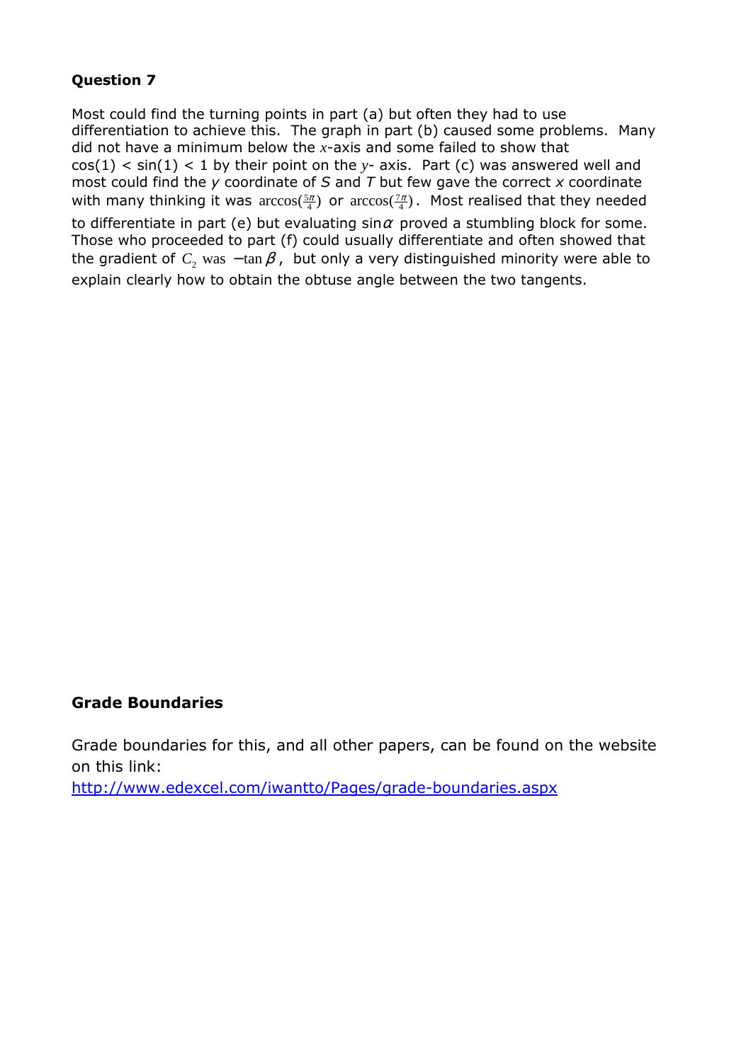**Question 7**

Most could find the turning points in part (a) but often they had to use differentiation to achieve this. The graph in part (b) caused some problems. Many did not have a minimum below the $x$-axis and some failed to show that $\cos(1) < \sin(1) < 1$ by their point on the $y$- axis. Part (c) was answered well and most could find the $y$ coordinate of $S$ and $T$ but few gave the correct $x$ coordinate with many thinking it was $\arccos(\frac{5\pi}{4})$ or $\arccos(\frac{7\pi}{4})$. Most realised that they needed to differentiate in part (e) but evaluating $\sin\alpha$ proved a stumbling block for some. Those who proceeded to part (f) could usually differentiate and often showed that the gradient of $C_2$ was $-\tan\beta$, but only a very distinguished minority were able to explain clearly how to obtain the obtuse angle between the two tangents.

**Grade Boundaries**

Grade boundaries for this, and all other papers, can be found on the website on this link:
http://www.edexcel.com/iwantto/Pages/grade-boundaries.aspx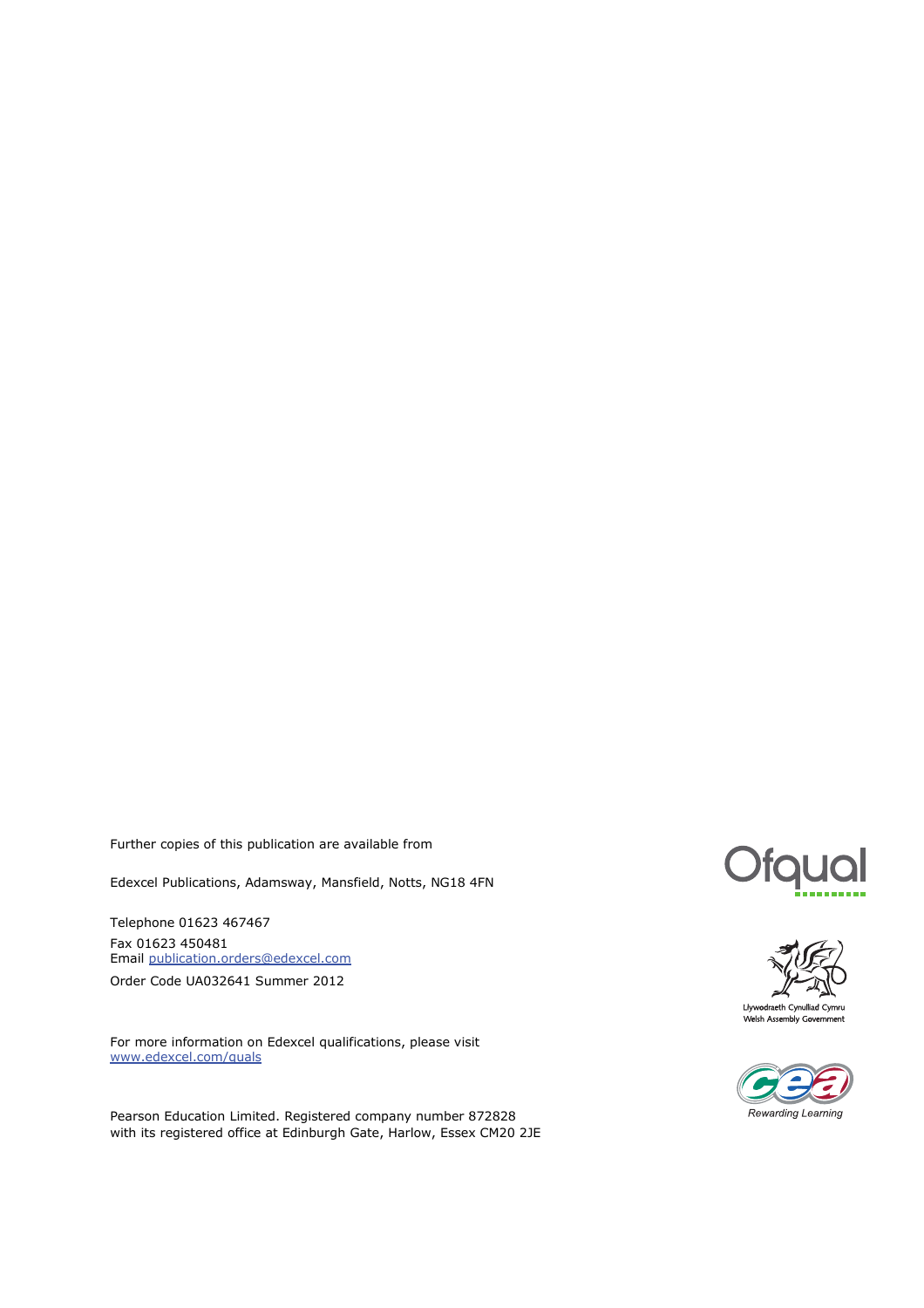Further copies of this publication are available from

Edexcel Publications, Adamsway, Mansfield, Notts, NG18 4FN

Telephone 01623 467467
Fax 01623 450481
Email publication.orders@edexcel.com

Order Code UA032641 Summer 2012

For more information on Edexcel qualifications, please visit
www.edexcel.com/quals

Pearson Education Limited. Registered company number 872828
with its registered office at Edinburgh Gate, Harlow, Essex CM20 2JE

Ofqual

Llywodraeth Cynulliad Cymru
Welsh Assembly Government

Rewarding Learning